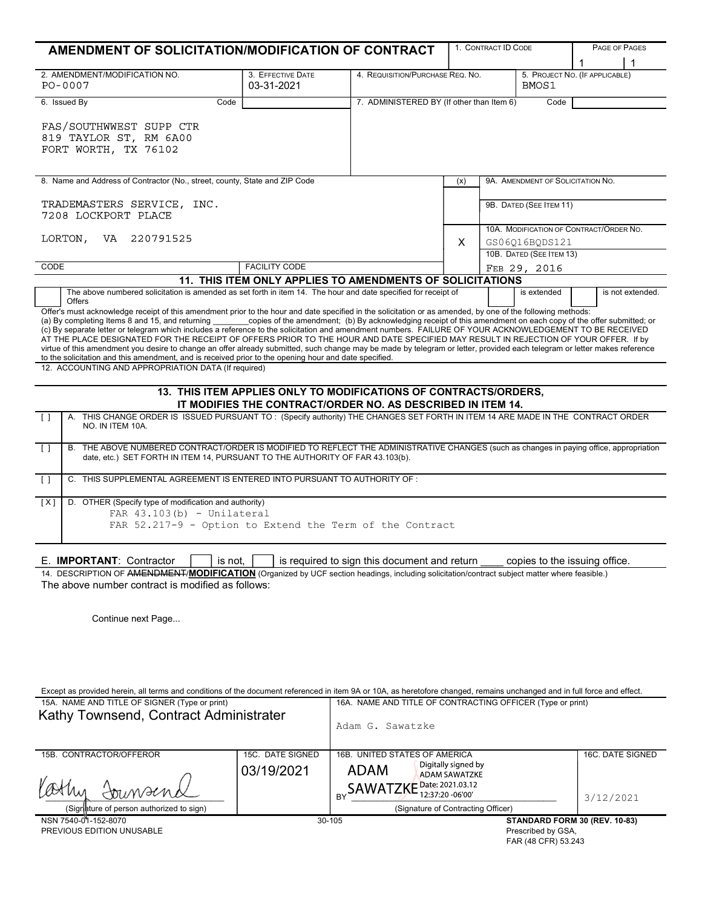# AMENDMENT OF SOLICITATION/MODIFICATION OF CONTRACT

| 1. CONTRACT ID CODE | PAGE OF PAGES |
|---|---|
| | 1 \| 1 |

| 2. AMENDMENT/MODIFICATION NO. | 3. EFFECTIVE DATE | 4. REQUISITION/PURCHASE REQ. NO. | 5. PROJECT NO. (IF APPLICABLE) |
|---|---|---|---|
| PO-0007 | 03-31-2021 | | BMOS1 |

**6. Issued By** Code

FAS/SOUTHWWEST SUPP CTR
819 TAYLOR ST, RM 6A00
FORT WORTH, TX 76102

**7. ADMINISTERED BY (If other than Item 6)** Code

**8. Name and Address of Contractor (No., street, county, State and ZIP Code)**

TRADEMASTERS SERVICE, INC.
7208 LOCKPORT PLACE

LORTON, VA 220791525

CODE | FACILITY CODE

| (x) | |
|---|---|
| | 9A. AMENDMENT OF SOLICITATION NO. |
| | 9B. DATED (SEE ITEM 11) |
| X | 10A. MODIFICATION OF CONTRACT/ORDER NO. GS06Q16BQDS121 |
| | 10B. DATED (SEE ITEM 13) FEB 29, 2016 |

## 11. THIS ITEM ONLY APPLIES TO AMENDMENTS OF SOLICITATIONS

[ ] The above numbered solicitation is amended as set forth in item 14. The hour and date specified for receipt of Offers [ ] is extended [ ] is not extended.

Offer's must acknowledge receipt of this amendment prior to the hour and date specified in the solicitation or as amended, by one of the following methods: (a) By completing Items 8 and 15, and returning ________copies of the amendment; (b) By acknowledging receipt of this amendment on each copy of the offer submitted; or (c) By separate letter or telegram which includes a reference to the solicitation and amendment numbers. FAILURE OF YOUR ACKNOWLEDGEMENT TO BE RECEIVED AT THE PLACE DESIGNATED FOR THE RECEIPT OF OFFERS PRIOR TO THE HOUR AND DATE SPECIFIED MAY RESULT IN REJECTION OF YOUR OFFER. If by virtue of this amendment you desire to change an offer already submitted, such change may be made by telegram or letter, provided each telegram or letter makes reference to the solicitation and this amendment, and is received prior to the opening hour and date specified.

12. ACCOUNTING AND APPROPRIATION DATA (If required)

## 13. THIS ITEM APPLIES ONLY TO MODIFICATIONS OF CONTRACTS/ORDERS, IT MODIFIES THE CONTRACT/ORDER NO. AS DESCRIBED IN ITEM 14.

[ ] A. THIS CHANGE ORDER IS ISSUED PURSUANT TO : (Specify authority) THE CHANGES SET FORTH IN ITEM 14 ARE MADE IN THE CONTRACT ORDER NO. IN ITEM 10A.

[ ] B. THE ABOVE NUMBERED CONTRACT/ORDER IS MODIFIED TO REFLECT THE ADMINISTRATIVE CHANGES (such as changes in paying office, appropriation date, etc.) SET FORTH IN ITEM 14, PURSUANT TO THE AUTHORITY OF FAR 43.103(b).

[ ] C. THIS SUPPLEMENTAL AGREEMENT IS ENTERED INTO PURSUANT TO AUTHORITY OF :

[X] D. OTHER (Specify type of modification and authority)
FAR 43.103(b) - Unilateral
FAR 52.217-9 - Option to Extend the Term of the Contract

E. **IMPORTANT**: Contractor [ ] is not, [ ] is required to sign this document and return ____ copies to the issuing office.

14. DESCRIPTION OF ~~AMENDMENT~~/**MODIFICATION** (Organized by UCF section headings, including solicitation/contract subject matter where feasible.)

The above number contract is modified as follows:

Continue next Page...

Except as provided herein, all terms and conditions of the document referenced in item 9A or 10A, as heretofore changed, remains unchanged and in full force and effect.

| 15A. NAME AND TITLE OF SIGNER (Type or print) | | 16A. NAME AND TITLE OF CONTRACTING OFFICER (Type or print) | |
|---|---|---|---|
| Kathy Townsend, Contract Administrater | | Adam G. Sawatzke | |
| 15B. CONTRACTOR/OFFEROR | 15C. DATE SIGNED | 16B. UNITED STATES OF AMERICA | 16C. DATE SIGNED |
| Kathy Townsend (Signature of person authorized to sign) | 03/19/2021 | BY ADAM SAWATZKE Digitally signed by ADAM SAWATZKE Date: 2021.03.12 12:37:20 -06'00' (Signature of Contracting Officer) | 3/12/2021 |

NSN 7540-01-152-8070 | 30-105 | **STANDARD FORM 30 (REV. 10-83)**
PREVIOUS EDITION UNUSABLE | | Prescribed by GSA, FAR (48 CFR) 53.243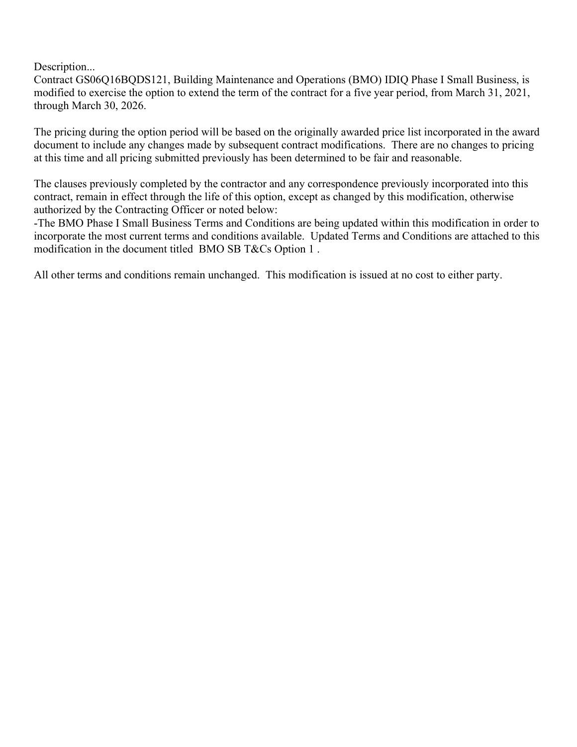Description...
Contract GS06Q16BQDS121, Building Maintenance and Operations (BMO) IDIQ Phase I Small Business, is modified to exercise the option to extend the term of the contract for a five year period, from March 31, 2021, through March 30, 2026.

The pricing during the option period will be based on the originally awarded price list incorporated in the award document to include any changes made by subsequent contract modifications. There are no changes to pricing at this time and all pricing submitted previously has been determined to be fair and reasonable.

The clauses previously completed by the contractor and any correspondence previously incorporated into this contract, remain in effect through the life of this option, except as changed by this modification, otherwise authorized by the Contracting Officer or noted below:
-The BMO Phase I Small Business Terms and Conditions are being updated within this modification in order to incorporate the most current terms and conditions available. Updated Terms and Conditions are attached to this modification in the document titled BMO SB T&Cs Option 1 .

All other terms and conditions remain unchanged. This modification is issued at no cost to either party.